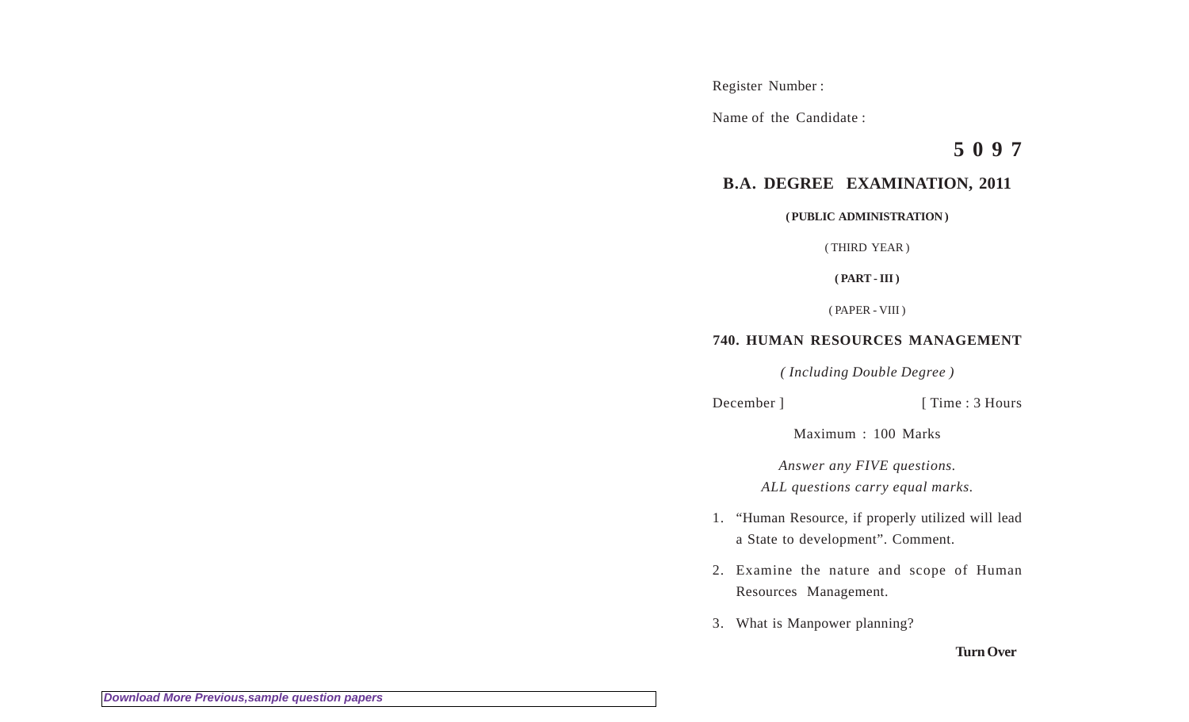Register Number :

Name of the Candidate :

**5 0 9 7**

## B.A. DEGREE EXAMINATION, 2011

**( PUBLIC ADMINISTRATION )**

( THIRD YEAR )

**( PART - III )**

( PAPER - VIII )

**740. HUMAN RESOURCES MANAGEMENT**

*( Including Double Degree )*

December ] [ Time : 3 Hours

Maximum : 100 Marks

*Answer any FIVE questions.*
*ALL questions carry equal marks.*

1. "Human Resource, if properly utilized will lead a State to development". Comment.

2. Examine the nature and scope of Human Resources Management.

3. What is Manpower planning?

**Turn Over**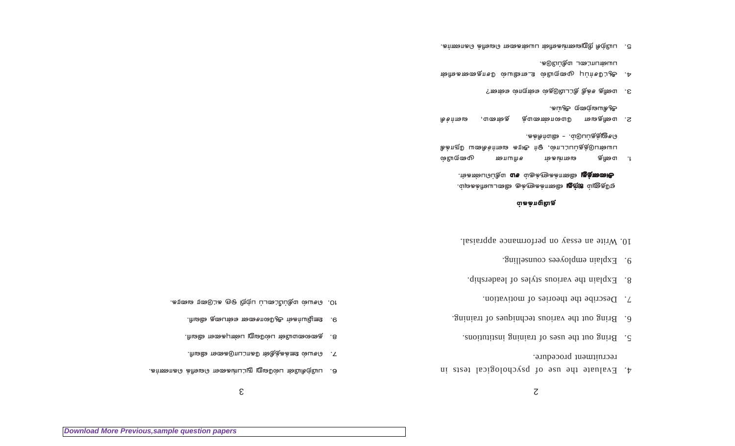4. Evaluate the use of psychological tests in recruitment procedure.

5. Bring out the uses of training institutions.

6. Bring out the various techniques of training.

7. Describe the theories of motivation.

8. Explain the various styles of leadership.

9. Explain employees counselling.

10. Write an essay on performance appraisal.

## தமிழாக்கம்

ஏதேனும் **மூன்று** வினாக்களுக்கு விடையளிக்கவும்.

**அனைத்து** வினாக்களுக்கும் **சம** மதிப்பெண்கள்.

1. பணித் தேர்வுகள் சரியான முறையில் பயன்படுத்தப்பட்டால், ஒர் அரசு வளர்ச்சியை நோக்கி செலுத்தப்படும் - விளக்குக.

2. பணித்தேர்வு மேலாண்மைத் தன்மை, வளர்ச்சி அடிப்படை ஆய்க.

3. பணித் தேர்வு திட்டமிடுதல் என்றால் என்ன?

4. ஆட்சேர்ப்பு முறையில் உளவியல் சோதனைகளின் பயன்பாட்டை மதிப்பிடுக.

5. பயிற்சி நிறுவனங்களின் பயன்களை வெளிக் கொணர்க.

6. பயிற்சியின் பல்வேறு நுட்பங்களை வெளிக் கொணர்க.

7. செயல் ஊக்கத்தின் கோட்பாடுகளை விவரி.

8. தலைமையின் பல்வேறு பாணிகளை விளக்கு.

9. ஊழியர்கள் ஆலோசனை என்பதை விளக்கு.

10. செயல் மதிப்பீட்டைப் பற்றி ஒரு கட்டுரை வரைக.